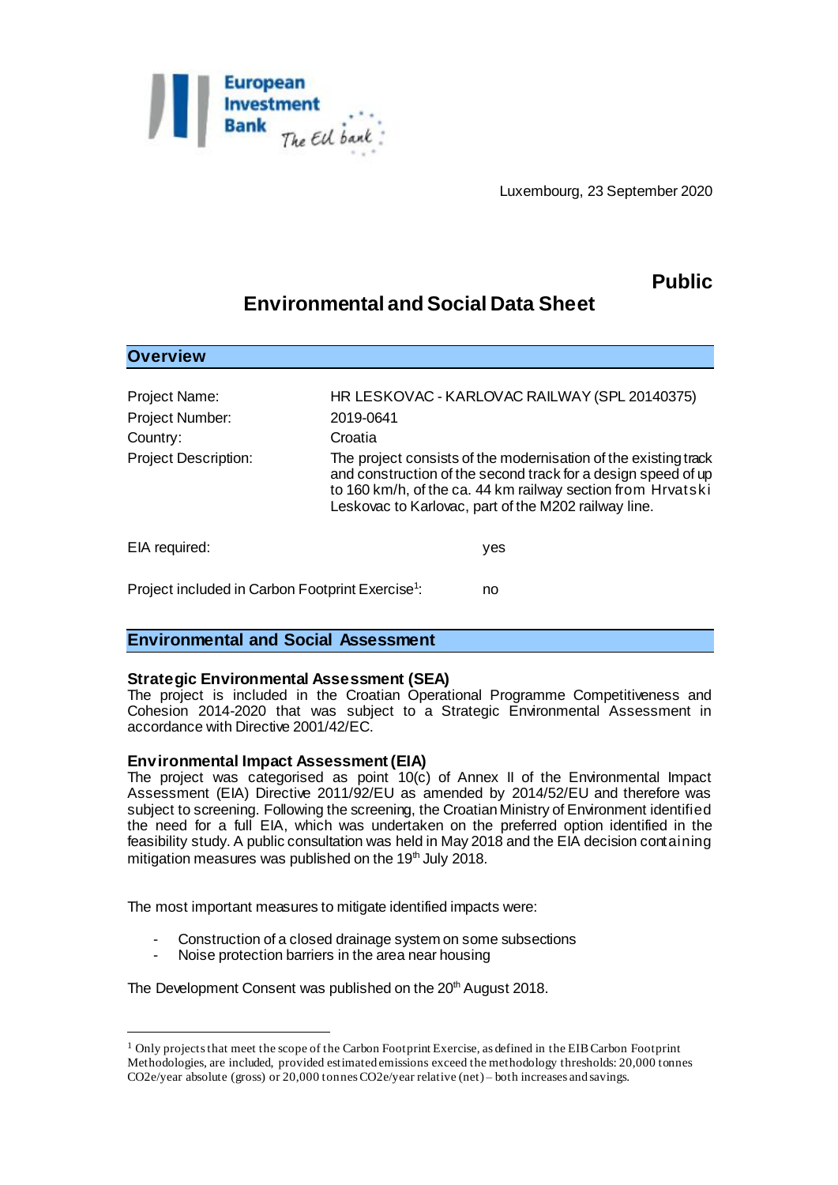Luxembourg, 23 September 2020

**Public**

# Environmental and Social Data Sheet

## Overview

| | |
|---|---|
| Project Name: | HR LESKOVAC - KARLOVAC RAILWAY (SPL 20140375) |
| Project Number: | 2019-0641 |
| Country: | Croatia |
| Project Description: | The project consists of the modernisation of the existing track and construction of the second track for a design speed of up to 160 km/h, of the ca. 44 km railway section from Hrvatski Leskovac to Karlovac, part of the M202 railway line. |

EIA required: yes

Project included in Carbon Footprint Exercise[1]: no

## Environmental and Social Assessment

### Strategic Environmental Assessment (SEA)

The project is included in the Croatian Operational Programme Competitiveness and Cohesion 2014-2020 that was subject to a Strategic Environmental Assessment in accordance with Directive 2001/42/EC.

### Environmental Impact Assessment (EIA)

The project was categorised as point 10(c) of Annex II of the Environmental Impact Assessment (EIA) Directive 2011/92/EU as amended by 2014/52/EU and therefore was subject to screening. Following the screening, the Croatian Ministry of Environment identified the need for a full EIA, which was undertaken on the preferred option identified in the feasibility study. A public consultation was held in May 2018 and the EIA decision containing mitigation measures was published on the 19th July 2018.

The most important measures to mitigate identified impacts were:

- Construction of a closed drainage system on some subsections
- Noise protection barriers in the area near housing

The Development Consent was published on the 20th August 2018.

---

[1] Only projects that meet the scope of the Carbon Footprint Exercise, as defined in the EIB Carbon Footprint Methodologies, are included, provided estimated emissions exceed the methodology thresholds: 20,000 tonnes CO2e/year absolute (gross) or 20,000 tonnes CO2e/year relative (net) – both increases and savings.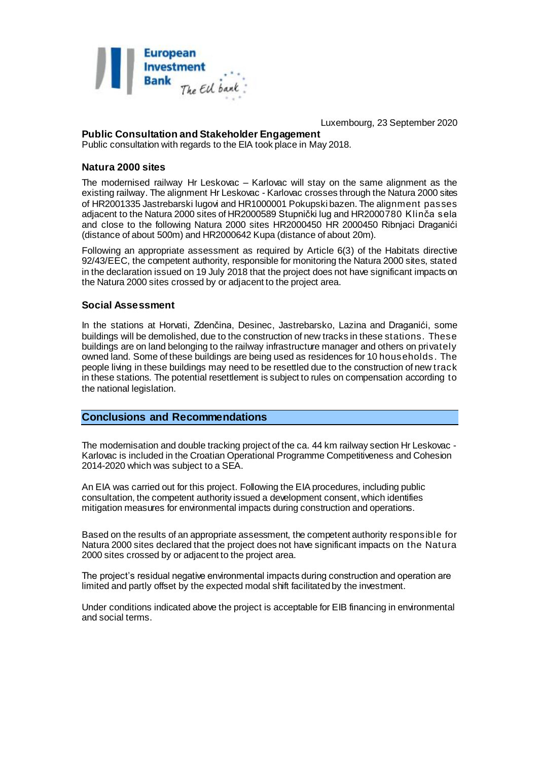Luxembourg, 23 September 2020

**Public Consultation and Stakeholder Engagement**

Public consultation with regards to the EIA took place in May 2018.

### Natura 2000 sites

The modernised railway Hr Leskovac – Karlovac will stay on the same alignment as the existing railway. The alignment Hr Leskovac - Karlovac crosses through the Natura 2000 sites of HR2001335 Jastrebarski lugovi and HR1000001 Pokupski bazen. The alignment passes adjacent to the Natura 2000 sites of HR2000589 Stupnički lug and HR2000780 Klinča sela and close to the following Natura 2000 sites HR2000450 HR 2000450 Ribnjaci Draganići (distance of about 500m) and HR2000642 Kupa (distance of about 20m).

Following an appropriate assessment as required by Article 6(3) of the Habitats directive 92/43/EEC, the competent authority, responsible for monitoring the Natura 2000 sites, stated in the declaration issued on 19 July 2018 that the project does not have significant impacts on the Natura 2000 sites crossed by or adjacent to the project area.

### Social Assessment

In the stations at Horvati, Zdenčina, Desinec, Jastrebarsko, Lazina and Draganići, some buildings will be demolished, due to the construction of new tracks in these stations. These buildings are on land belonging to the railway infrastructure manager and others on privately owned land. Some of these buildings are being used as residences for 10 households. The people living in these buildings may need to be resettled due to the construction of new track in these stations. The potential resettlement is subject to rules on compensation according to the national legislation.

## Conclusions and Recommendations

The modernisation and double tracking project of the ca. 44 km railway section Hr Leskovac - Karlovac is included in the Croatian Operational Programme Competitiveness and Cohesion 2014-2020 which was subject to a SEA.

An EIA was carried out for this project. Following the EIA procedures, including public consultation, the competent authority issued a development consent, which identifies mitigation measures for environmental impacts during construction and operations.

Based on the results of an appropriate assessment, the competent authority responsible for Natura 2000 sites declared that the project does not have significant impacts on the Natura 2000 sites crossed by or adjacent to the project area.

The project's residual negative environmental impacts during construction and operation are limited and partly offset by the expected modal shift facilitated by the investment.

Under conditions indicated above the project is acceptable for EIB financing in environmental and social terms.